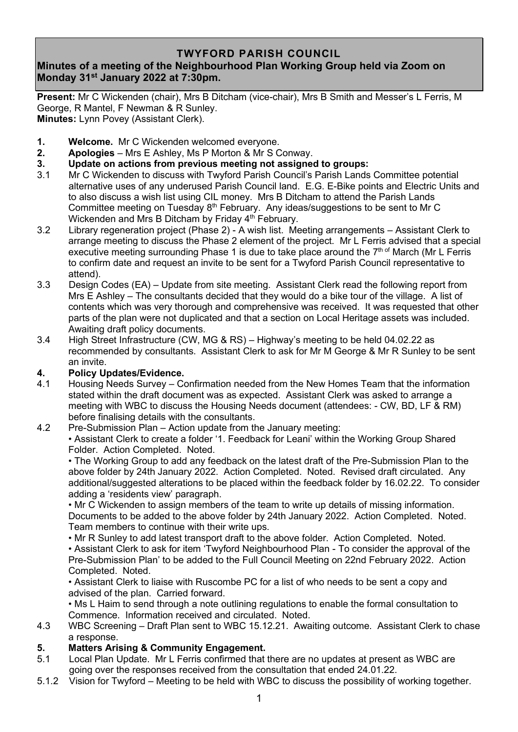# TWYFORD PARISH COUNCIL

## Minutes of a meeting of the Neighbourhood Plan Working Group held via Zoom on Monday 31st January 2022 at 7:30pm.

**Present:** Mr C Wickenden (chair), Mrs B Ditcham (vice-chair), Mrs B Smith and Messer's L Ferris, M George, R Mantel, F Newman & R Sunley.
**Minutes:** Lynn Povey (Assistant Clerk).

**1. Welcome.** Mr C Wickenden welcomed everyone.

**2. Apologies** – Mrs E Ashley, Ms P Morton & Mr S Conway.

**3. Update on actions from previous meeting not assigned to groups:**

3.1 Mr C Wickenden to discuss with Twyford Parish Council's Parish Lands Committee potential alternative uses of any underused Parish Council land. E.G. E-Bike points and Electric Units and to also discuss a wish list using CIL money. Mrs B Ditcham to attend the Parish Lands Committee meeting on Tuesday 8th February. Any ideas/suggestions to be sent to Mr C Wickenden and Mrs B Ditcham by Friday 4th February.

3.2 Library regeneration project (Phase 2) - A wish list. Meeting arrangements – Assistant Clerk to arrange meeting to discuss the Phase 2 element of the project. Mr L Ferris advised that a special executive meeting surrounding Phase 1 is due to take place around the 7th of March (Mr L Ferris to confirm date and request an invite to be sent for a Twyford Parish Council representative to attend).

3.3 Design Codes (EA) – Update from site meeting. Assistant Clerk read the following report from Mrs E Ashley – The consultants decided that they would do a bike tour of the village. A list of contents which was very thorough and comprehensive was received. It was requested that other parts of the plan were not duplicated and that a section on Local Heritage assets was included. Awaiting draft policy documents.

3.4 High Street Infrastructure (CW, MG & RS) – Highway's meeting to be held 04.02.22 as recommended by consultants. Assistant Clerk to ask for Mr M George & Mr R Sunley to be sent an invite.

**4. Policy Updates/Evidence.**

4.1 Housing Needs Survey – Confirmation needed from the New Homes Team that the information stated within the draft document was as expected. Assistant Clerk was asked to arrange a meeting with WBC to discuss the Housing Needs document (attendees: - CW, BD, LF & RM) before finalising details with the consultants.

4.2 Pre-Submission Plan – Action update from the January meeting:

- Assistant Clerk to create a folder '1. Feedback for Leani' within the Working Group Shared Folder. Action Completed. Noted.
- The Working Group to add any feedback on the latest draft of the Pre-Submission Plan to the above folder by 24th January 2022. Action Completed. Noted. Revised draft circulated. Any additional/suggested alterations to be placed within the feedback folder by 16.02.22. To consider adding a 'residents view' paragraph.
- Mr C Wickenden to assign members of the team to write up details of missing information. Documents to be added to the above folder by 24th January 2022. Action Completed. Noted. Team members to continue with their write ups.
- Mr R Sunley to add latest transport draft to the above folder. Action Completed. Noted.
- Assistant Clerk to ask for item 'Twyford Neighbourhood Plan - To consider the approval of the Pre-Submission Plan' to be added to the Full Council Meeting on 22nd February 2022. Action Completed. Noted.
- Assistant Clerk to liaise with Ruscombe PC for a list of who needs to be sent a copy and advised of the plan. Carried forward.
- Ms L Haim to send through a note outlining regulations to enable the formal consultation to Commence. Information received and circulated. Noted.

4.3 WBC Screening – Draft Plan sent to WBC 15.12.21. Awaiting outcome. Assistant Clerk to chase a response.

**5. Matters Arising & Community Engagement.**

5.1 Local Plan Update. Mr L Ferris confirmed that there are no updates at present as WBC are going over the responses received from the consultation that ended 24.01.22.

5.1.2 Vision for Twyford – Meeting to be held with WBC to discuss the possibility of working together.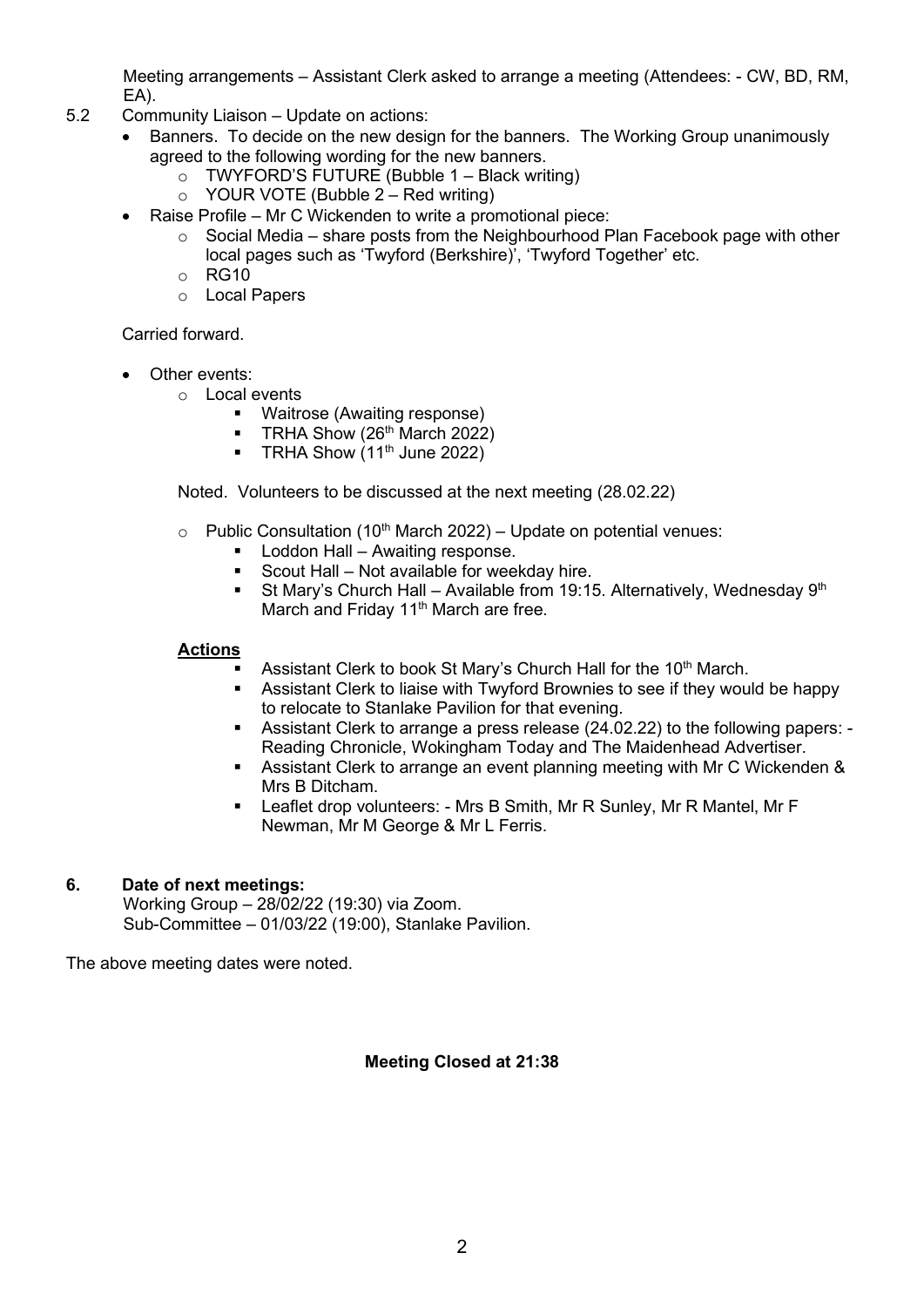Meeting arrangements – Assistant Clerk asked to arrange a meeting (Attendees: - CW, BD, RM, EA).

5.2 Community Liaison – Update on actions:

- Banners. To decide on the new design for the banners. The Working Group unanimously agreed to the following wording for the new banners.
  - TWYFORD'S FUTURE (Bubble 1 – Black writing)
  - YOUR VOTE (Bubble 2 – Red writing)
- Raise Profile – Mr C Wickenden to write a promotional piece:
  - Social Media – share posts from the Neighbourhood Plan Facebook page with other local pages such as 'Twyford (Berkshire)', 'Twyford Together' etc.
  - RG10
  - Local Papers

Carried forward.

- Other events:
  - Local events
    - Waitrose (Awaiting response)
    - TRHA Show (26th March 2022)
    - TRHA Show (11th June 2022)

  Noted. Volunteers to be discussed at the next meeting (28.02.22)

  - Public Consultation (10th March 2022) – Update on potential venues:
    - Loddon Hall – Awaiting response.
    - Scout Hall – Not available for weekday hire.
    - St Mary's Church Hall – Available from 19:15. Alternatively, Wednesday 9th March and Friday 11th March are free.

  **Actions**

  - Assistant Clerk to book St Mary's Church Hall for the 10th March.
  - Assistant Clerk to liaise with Twyford Brownies to see if they would be happy to relocate to Stanlake Pavilion for that evening.
  - Assistant Clerk to arrange a press release (24.02.22) to the following papers: - Reading Chronicle, Wokingham Today and The Maidenhead Advertiser.
  - Assistant Clerk to arrange an event planning meeting with Mr C Wickenden & Mrs B Ditcham.
  - Leaflet drop volunteers: - Mrs B Smith, Mr R Sunley, Mr R Mantel, Mr F Newman, Mr M George & Mr L Ferris.

**6. Date of next meetings:**

Working Group – 28/02/22 (19:30) via Zoom.
Sub-Committee – 01/03/22 (19:00), Stanlake Pavilion.

The above meeting dates were noted.

**Meeting Closed at 21:38**